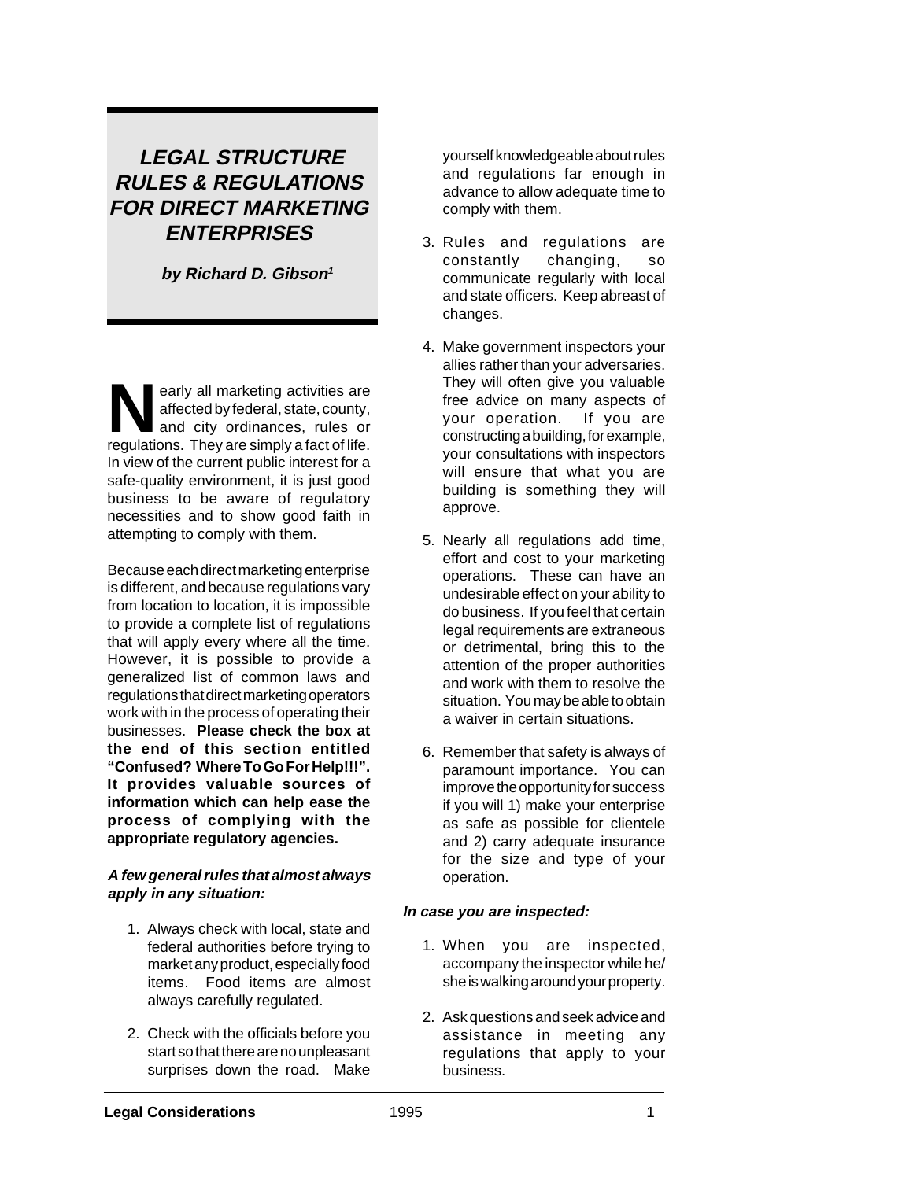# LEGAL STRUCTURE RULES & REGULATIONS FOR DIRECT MARKETING ENTERPRISES

***by Richard D. Gibson[1]***

Nearly all marketing activities are affected by federal, state, county, and city ordinances, rules or regulations. They are simply a fact of life. In view of the current public interest for a safe-quality environment, it is just good business to be aware of regulatory necessities and to show good faith in attempting to comply with them.

Because each direct marketing enterprise is different, and because regulations vary from location to location, it is impossible to provide a complete list of regulations that will apply every where all the time. However, it is possible to provide a generalized list of common laws and regulations that direct marketing operators work with in the process of operating their businesses. **Please check the box at the end of this section entitled "Confused? Where To Go For Help!!!". It provides valuable sources of information which can help ease the process of complying with the appropriate regulatory agencies.**

***A few general rules that almost always apply in any situation:***

1. Always check with local, state and federal authorities before trying to market any product, especially food items. Food items are almost always carefully regulated.
2. Check with the officials before you start so that there are no unpleasant surprises down the road. Make yourself knowledgeable about rules and regulations far enough in advance to allow adequate time to comply with them.
3. Rules and regulations are constantly changing, so communicate regularly with local and state officers. Keep abreast of changes.
4. Make government inspectors your allies rather than your adversaries. They will often give you valuable free advice on many aspects of your operation. If you are constructing a building, for example, your consultations with inspectors will ensure that what you are building is something they will approve.
5. Nearly all regulations add time, effort and cost to your marketing operations. These can have an undesirable effect on your ability to do business. If you feel that certain legal requirements are extraneous or detrimental, bring this to the attention of the proper authorities and work with them to resolve the situation. You may be able to obtain a waiver in certain situations.
6. Remember that safety is always of paramount importance. You can improve the opportunity for success if you will 1) make your enterprise as safe as possible for clientele and 2) carry adequate insurance for the size and type of your operation.

***In case you are inspected:***

1. When you are inspected, accompany the inspector while he/she is walking around your property.
2. Ask questions and seek advice and assistance in meeting any regulations that apply to your business.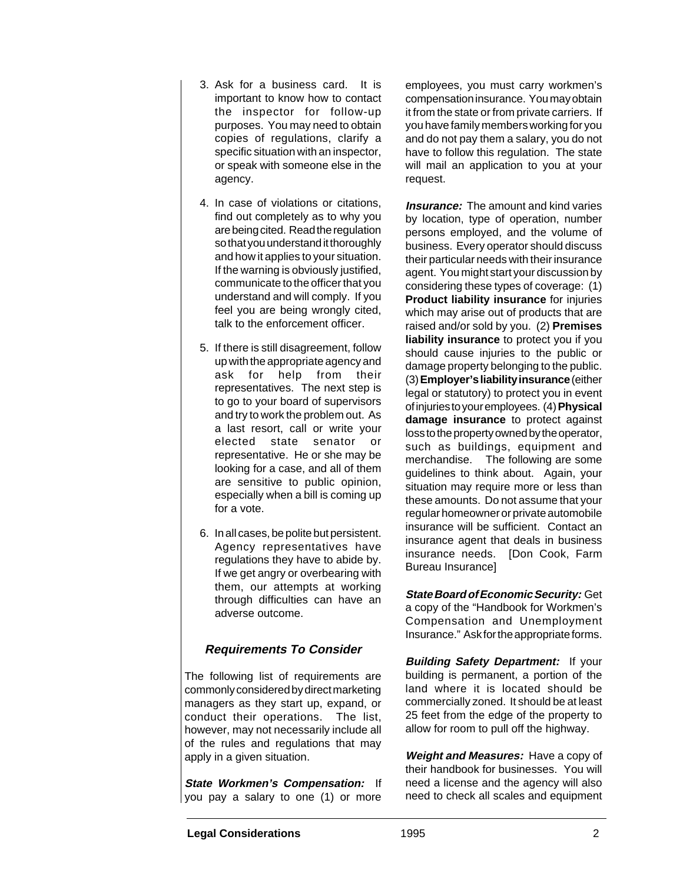3. Ask for a business card. It is important to know how to contact the inspector for follow-up purposes. You may need to obtain copies of regulations, clarify a specific situation with an inspector, or speak with someone else in the agency.

4. In case of violations or citations, find out completely as to why you are being cited. Read the regulation so that you understand it thoroughly and how it applies to your situation. If the warning is obviously justified, communicate to the officer that you understand and will comply. If you feel you are being wrongly cited, talk to the enforcement officer.

5. If there is still disagreement, follow up with the appropriate agency and ask for help from their representatives. The next step is to go to your board of supervisors and try to work the problem out. As a last resort, call or write your elected state senator or representative. He or she may be looking for a case, and all of them are sensitive to public opinion, especially when a bill is coming up for a vote.

6. In all cases, be polite but persistent. Agency representatives have regulations they have to abide by. If we get angry or overbearing with them, our attempts at working through difficulties can have an adverse outcome.

### *Requirements To Consider*

The following list of requirements are commonly considered by direct marketing managers as they start up, expand, or conduct their operations. The list, however, may not necessarily include all of the rules and regulations that may apply in a given situation.

***State Workmen's Compensation:*** If you pay a salary to one (1) or more employees, you must carry workmen's compensation insurance. You may obtain it from the state or from private carriers. If you have family members working for you and do not pay them a salary, you do not have to follow this regulation. The state will mail an application to you at your request.

***Insurance:*** The amount and kind varies by location, type of operation, number persons employed, and the volume of business. Every operator should discuss their particular needs with their insurance agent. You might start your discussion by considering these types of coverage: (1) **Product liability insurance** for injuries which may arise out of products that are raised and/or sold by you. (2) **Premises liability insurance** to protect you if you should cause injuries to the public or damage property belonging to the public. (3) **Employer's liability insurance** (either legal or statutory) to protect you in event of injuries to your employees. (4) **Physical damage insurance** to protect against loss to the property owned by the operator, such as buildings, equipment and merchandise. The following are some guidelines to think about. Again, your situation may require more or less than these amounts. Do not assume that your regular homeowner or private automobile insurance will be sufficient. Contact an insurance agent that deals in business insurance needs. [Don Cook, Farm Bureau Insurance]

***State Board of Economic Security:*** Get a copy of the "Handbook for Workmen's Compensation and Unemployment Insurance." Ask for the appropriate forms.

***Building Safety Department:*** If your building is permanent, a portion of the land where it is located should be commercially zoned. It should be at least 25 feet from the edge of the property to allow for room to pull off the highway.

***Weight and Measures:*** Have a copy of their handbook for businesses. You will need a license and the agency will also need to check all scales and equipment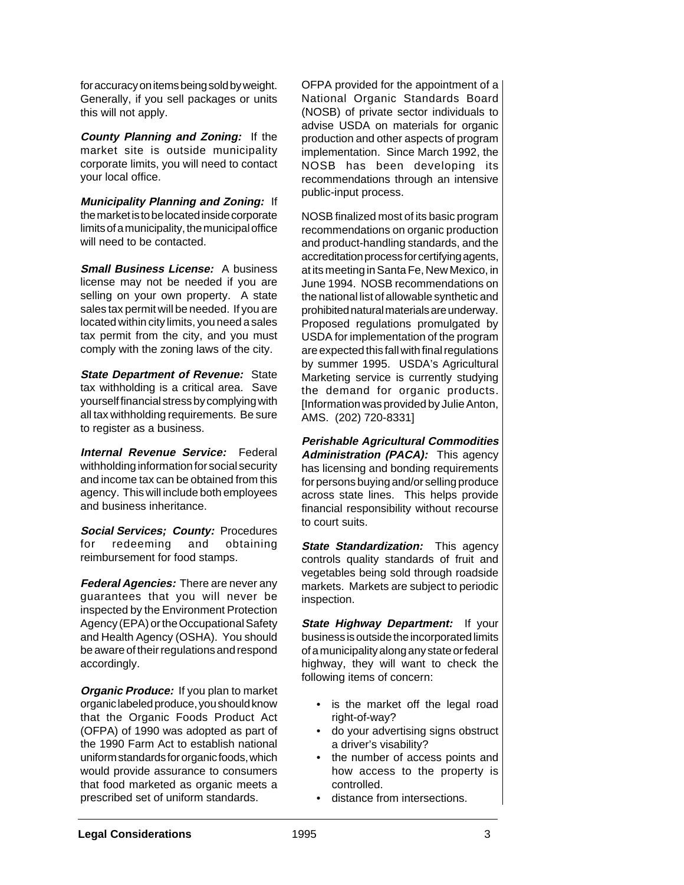for accuracy on items being sold by weight. Generally, if you sell packages or units this will not apply.

***County Planning and Zoning:*** If the market site is outside municipality corporate limits, you will need to contact your local office.

***Municipality Planning and Zoning:*** If the market is to be located inside corporate limits of a municipality, the municipal office will need to be contacted.

***Small Business License:*** A business license may not be needed if you are selling on your own property. A state sales tax permit will be needed. If you are located within city limits, you need a sales tax permit from the city, and you must comply with the zoning laws of the city.

***State Department of Revenue:*** State tax withholding is a critical area. Save yourself financial stress by complying with all tax withholding requirements. Be sure to register as a business.

***Internal Revenue Service:*** Federal withholding information for social security and income tax can be obtained from this agency. This will include both employees and business inheritance.

***Social Services; County:*** Procedures for redeeming and obtaining reimbursement for food stamps.

***Federal Agencies:*** There are never any guarantees that you will never be inspected by the Environment Protection Agency (EPA) or the Occupational Safety and Health Agency (OSHA). You should be aware of their regulations and respond accordingly.

***Organic Produce:*** If you plan to market organic labeled produce, you should know that the Organic Foods Product Act (OFPA) of 1990 was adopted as part of the 1990 Farm Act to establish national uniform standards for organic foods, which would provide assurance to consumers that food marketed as organic meets a prescribed set of uniform standards.

OFPA provided for the appointment of a National Organic Standards Board (NOSB) of private sector individuals to advise USDA on materials for organic production and other aspects of program implementation. Since March 1992, the NOSB has been developing its recommendations through an intensive public-input process.

NOSB finalized most of its basic program recommendations on organic production and product-handling standards, and the accreditation process for certifying agents, at its meeting in Santa Fe, New Mexico, in June 1994. NOSB recommendations on the national list of allowable synthetic and prohibited natural materials are underway. Proposed regulations promulgated by USDA for implementation of the program are expected this fall with final regulations by summer 1995. USDA's Agricultural Marketing service is currently studying the demand for organic products. [Information was provided by Julie Anton, AMS. (202) 720-8331]

***Perishable Agricultural Commodities Administration (PACA):*** This agency has licensing and bonding requirements for persons buying and/or selling produce across state lines. This helps provide financial responsibility without recourse to court suits.

***State Standardization:*** This agency controls quality standards of fruit and vegetables being sold through roadside markets. Markets are subject to periodic inspection.

***State Highway Department:*** If your business is outside the incorporated limits of a municipality along any state or federal highway, they will want to check the following items of concern:

- is the market off the legal road right-of-way?
- do your advertising signs obstruct a driver's visability?
- the number of access points and how access to the property is controlled.
- distance from intersections.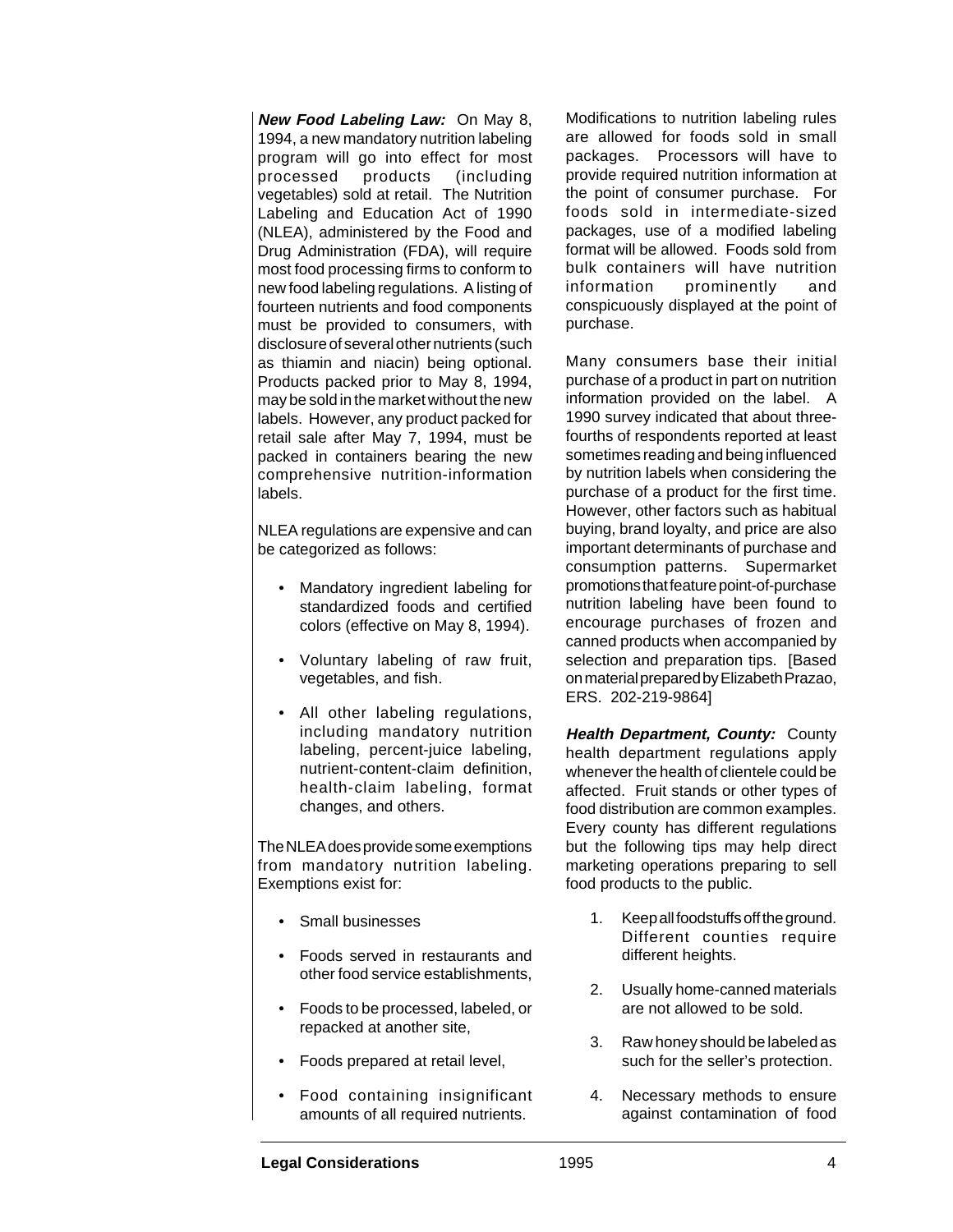***New Food Labeling Law:*** On May 8, 1994, a new mandatory nutrition labeling program will go into effect for most processed products (including vegetables) sold at retail. The Nutrition Labeling and Education Act of 1990 (NLEA), administered by the Food and Drug Administration (FDA), will require most food processing firms to conform to new food labeling regulations. A listing of fourteen nutrients and food components must be provided to consumers, with disclosure of several other nutrients (such as thiamin and niacin) being optional. Products packed prior to May 8, 1994, may be sold in the market without the new labels. However, any product packed for retail sale after May 7, 1994, must be packed in containers bearing the new comprehensive nutrition-information labels.

NLEA regulations are expensive and can be categorized as follows:

- Mandatory ingredient labeling for standardized foods and certified colors (effective on May 8, 1994).
- Voluntary labeling of raw fruit, vegetables, and fish.
- All other labeling regulations, including mandatory nutrition labeling, percent-juice labeling, nutrient-content-claim definition, health-claim labeling, format changes, and others.

The NLEA does provide some exemptions from mandatory nutrition labeling. Exemptions exist for:

- Small businesses
- Foods served in restaurants and other food service establishments,
- Foods to be processed, labeled, or repacked at another site,
- Foods prepared at retail level,
- Food containing insignificant amounts of all required nutrients.

Modifications to nutrition labeling rules are allowed for foods sold in small packages. Processors will have to provide required nutrition information at the point of consumer purchase. For foods sold in intermediate-sized packages, use of a modified labeling format will be allowed. Foods sold from bulk containers will have nutrition information prominently and conspicuously displayed at the point of purchase.

Many consumers base their initial purchase of a product in part on nutrition information provided on the label. A 1990 survey indicated that about three-fourths of respondents reported at least sometimes reading and being influenced by nutrition labels when considering the purchase of a product for the first time. However, other factors such as habitual buying, brand loyalty, and price are also important determinants of purchase and consumption patterns. Supermarket promotions that feature point-of-purchase nutrition labeling have been found to encourage purchases of frozen and canned products when accompanied by selection and preparation tips. [Based on material prepared by Elizabeth Prazao, ERS. 202-219-9864]

***Health Department, County:*** County health department regulations apply whenever the health of clientele could be affected. Fruit stands or other types of food distribution are common examples. Every county has different regulations but the following tips may help direct marketing operations preparing to sell food products to the public.

1. Keep all foodstuffs off the ground. Different counties require different heights.
2. Usually home-canned materials are not allowed to be sold.
3. Raw honey should be labeled as such for the seller's protection.
4. Necessary methods to ensure against contamination of food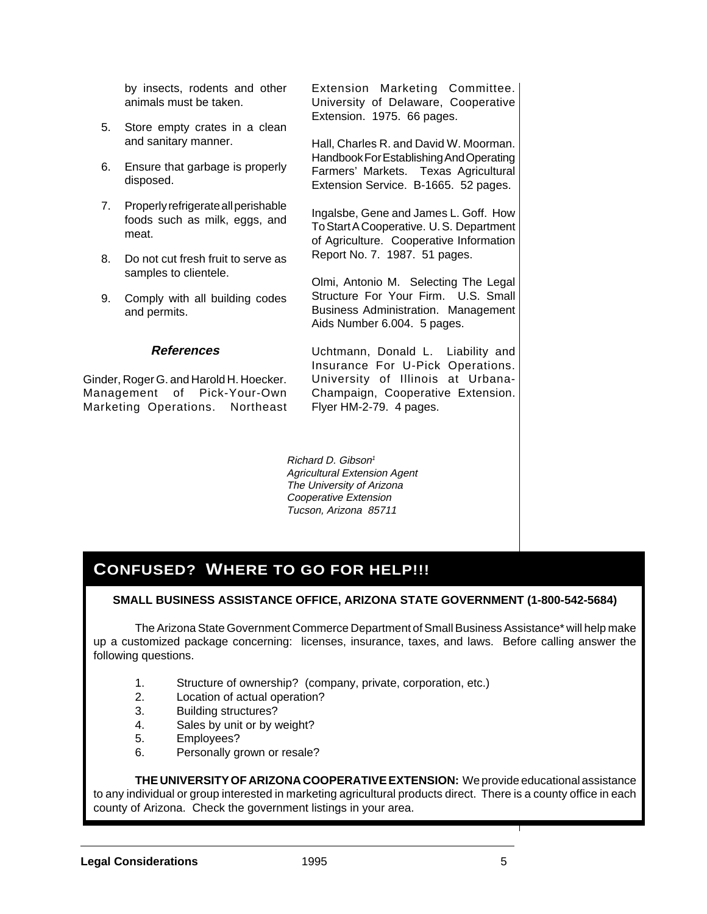by insects, rodents and other animals must be taken.

5. Store empty crates in a clean and sanitary manner.
6. Ensure that garbage is properly disposed.
7. Properly refrigerate all perishable foods such as milk, eggs, and meat.
8. Do not cut fresh fruit to serve as samples to clientele.
9. Comply with all building codes and permits.

### *References*

Ginder, Roger G. and Harold H. Hoecker. Management of Pick-Your-Own Marketing Operations. Northeast Extension Marketing Committee. University of Delaware, Cooperative Extension. 1975. 66 pages.

Hall, Charles R. and David W. Moorman. Handbook For Establishing And Operating Farmers' Markets. Texas Agricultural Extension Service. B-1665. 52 pages.

Ingalsbe, Gene and James L. Goff. How To Start A Cooperative. U. S. Department of Agriculture. Cooperative Information Report No. 7. 1987. 51 pages.

Olmi, Antonio M. Selecting The Legal Structure For Your Firm. U.S. Small Business Administration. Management Aids Number 6.004. 5 pages.

Uchtmann, Donald L. Liability and Insurance For U-Pick Operations. University of Illinois at Urbana-Champaign, Cooperative Extension. Flyer HM-2-79. 4 pages.

*Richard D. Gibson*[1]
*Agricultural Extension Agent*
*The University of Arizona*
*Cooperative Extension*
*Tucson, Arizona 85711*

## CONFUSED? WHERE TO GO FOR HELP!!!

**SMALL BUSINESS ASSISTANCE OFFICE, ARIZONA STATE GOVERNMENT (1-800-542-5684)**

The Arizona State Government Commerce Department of Small Business Assistance* will help make up a customized package concerning: licenses, insurance, taxes, and laws. Before calling answer the following questions.

1. Structure of ownership? (company, private, corporation, etc.)
2. Location of actual operation?
3. Building structures?
4. Sales by unit or by weight?
5. Employees?
6. Personally grown or resale?

**THE UNIVERSITY OF ARIZONA COOPERATIVE EXTENSION:** We provide educational assistance to any individual or group interested in marketing agricultural products direct. There is a county office in each county of Arizona. Check the government listings in your area.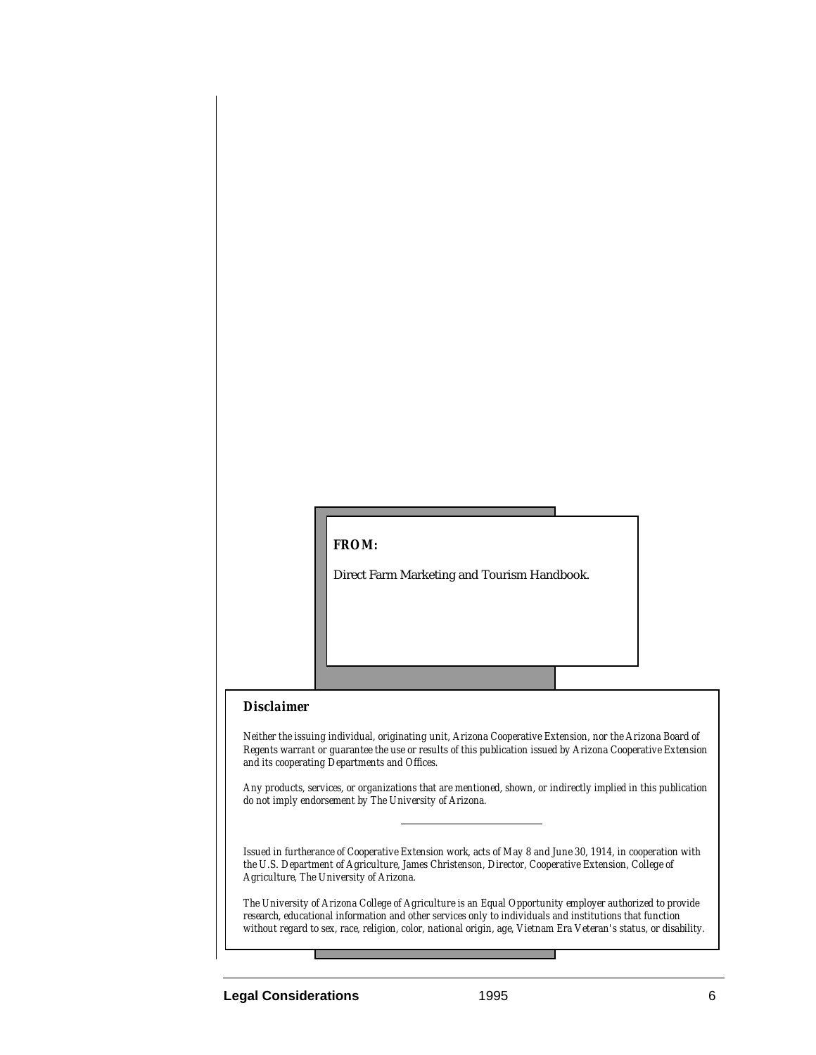***FROM:***

Direct Farm Marketing and Tourism Handbook.

***Disclaimer***

*Neither the issuing individual, originating unit, Arizona Cooperative Extension, nor the Arizona Board of Regents warrant or guarantee the use or results of this publication issued by Arizona Cooperative Extension and its cooperating Departments and Offices.*

*Any products, services, or organizations that are mentioned, shown, or indirectly implied in this publication do not imply endorsement by The University of Arizona.*

---

*Issued in furtherance of Cooperative Extension work, acts of May 8 and June 30, 1914, in cooperation with the U.S. Department of Agriculture, James Christenson, Director, Cooperative Extension, College of Agriculture, The University of Arizona.*

*The University of Arizona College of Agriculture is an Equal Opportunity employer authorized to provide research, educational information and other services only to individuals and institutions that function without regard to sex, race, religion, color, national origin, age, Vietnam Era Veteran's status, or disability.*